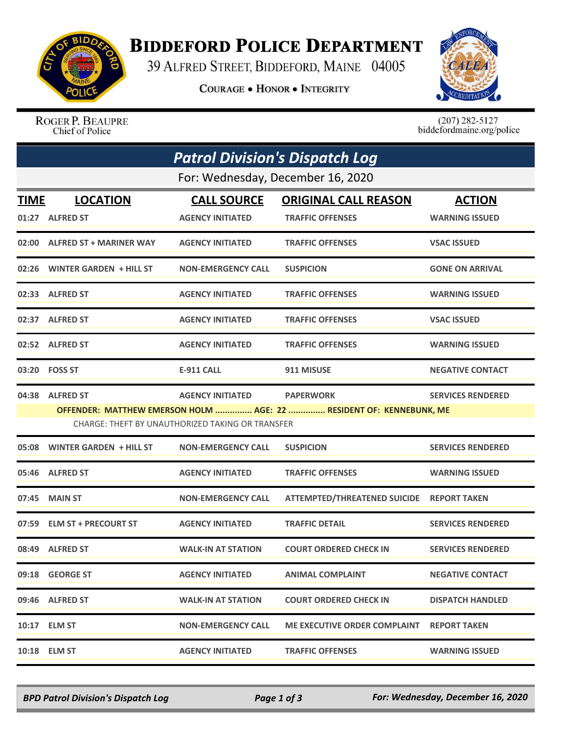# BIDDEFORD POLICE DEPARTMENT

39 ALFRED STREET, BIDDEFORD, MAINE 04005

COURAGE • HONOR • INTEGRITY

ROGER P. BEAUPRE
Chief of Police

(207) 282-5127
biddefordmaine.org/police

## *Patrol Division's Dispatch Log*

For: Wednesday, December 16, 2020

| TIME | LOCATION | CALL SOURCE | ORIGINAL CALL REASON | ACTION |
|---|---|---|---|---|
| 01:27 | ALFRED ST | AGENCY INITIATED | TRAFFIC OFFENSES | WARNING ISSUED |
| 02:00 | ALFRED ST + MARINER WAY | AGENCY INITIATED | TRAFFIC OFFENSES | VSAC ISSUED |
| 02:26 | WINTER GARDEN + HILL ST | NON-EMERGENCY CALL | SUSPICION | GONE ON ARRIVAL |
| 02:33 | ALFRED ST | AGENCY INITIATED | TRAFFIC OFFENSES | WARNING ISSUED |
| 02:37 | ALFRED ST | AGENCY INITIATED | TRAFFIC OFFENSES | VSAC ISSUED |
| 02:52 | ALFRED ST | AGENCY INITIATED | TRAFFIC OFFENSES | WARNING ISSUED |
| 03:20 | FOSS ST | E-911 CALL | 911 MISUSE | NEGATIVE CONTACT |
| 04:38 | ALFRED ST | AGENCY INITIATED | PAPERWORK | SERVICES RENDERED |
| | OFFENDER: MATTHEW EMERSON HOLM ............... AGE: 22 ............... RESIDENT OF: KENNEBUNK, ME | | | |
| | CHARGE: THEFT BY UNAUTHORIZED TAKING OR TRANSFER | | | |
| 05:08 | WINTER GARDEN + HILL ST | NON-EMERGENCY CALL | SUSPICION | SERVICES RENDERED |
| 05:46 | ALFRED ST | AGENCY INITIATED | TRAFFIC OFFENSES | WARNING ISSUED |
| 07:45 | MAIN ST | NON-EMERGENCY CALL | ATTEMPTED/THREATENED SUICIDE | REPORT TAKEN |
| 07:59 | ELM ST + PRECOURT ST | AGENCY INITIATED | TRAFFIC DETAIL | SERVICES RENDERED |
| 08:49 | ALFRED ST | WALK-IN AT STATION | COURT ORDERED CHECK IN | SERVICES RENDERED |
| 09:18 | GEORGE ST | AGENCY INITIATED | ANIMAL COMPLAINT | NEGATIVE CONTACT |
| 09:46 | ALFRED ST | WALK-IN AT STATION | COURT ORDERED CHECK IN | DISPATCH HANDLED |
| 10:17 | ELM ST | NON-EMERGENCY CALL | ME EXECUTIVE ORDER COMPLAINT | REPORT TAKEN |
| 10:18 | ELM ST | AGENCY INITIATED | TRAFFIC OFFENSES | WARNING ISSUED |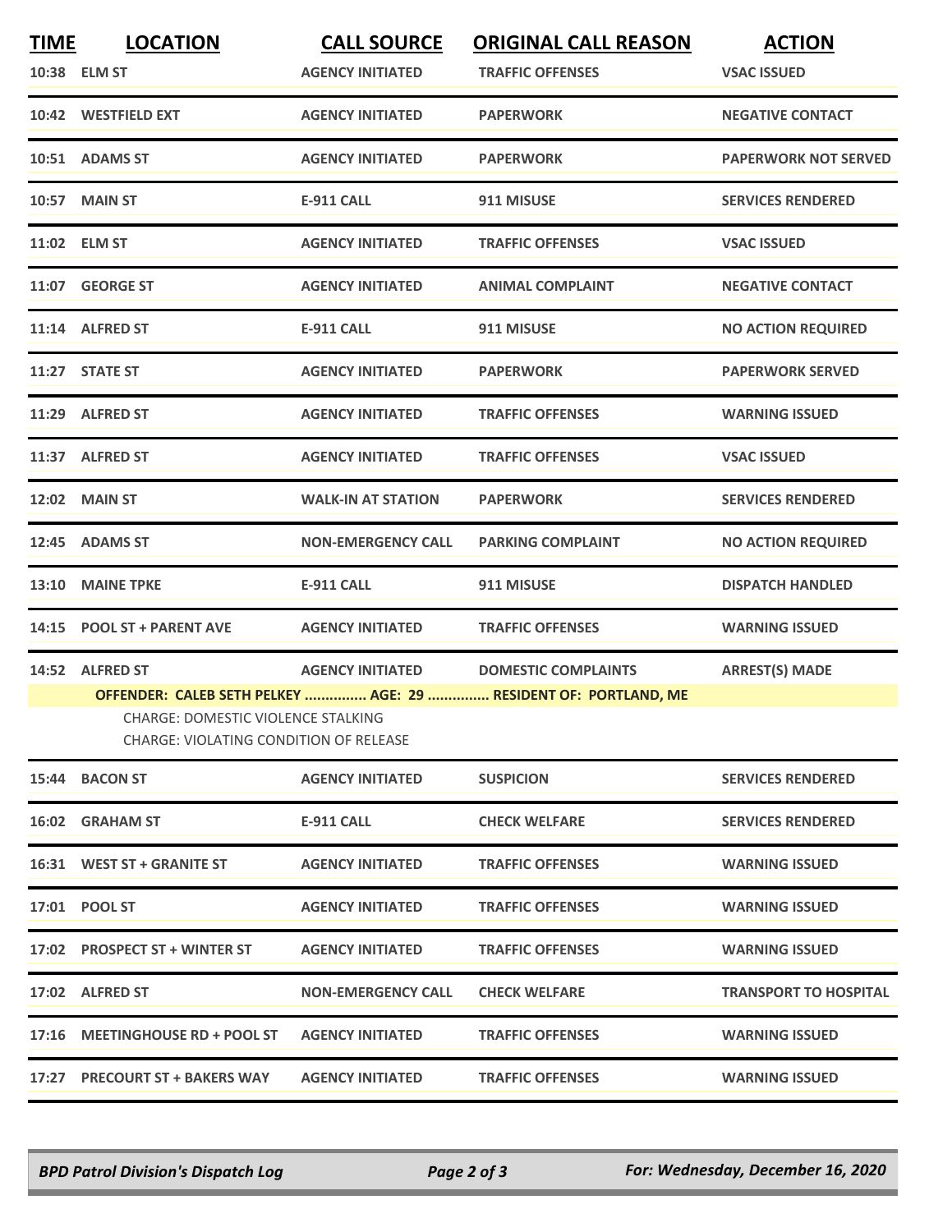| TIME | LOCATION | CALL SOURCE | ORIGINAL CALL REASON | ACTION |
| --- | --- | --- | --- | --- |
| 10:38 | ELM ST | AGENCY INITIATED | TRAFFIC OFFENSES | VSAC ISSUED |
| 10:42 | WESTFIELD EXT | AGENCY INITIATED | PAPERWORK | NEGATIVE CONTACT |
| 10:51 | ADAMS ST | AGENCY INITIATED | PAPERWORK | PAPERWORK NOT SERVED |
| 10:57 | MAIN ST | E-911 CALL | 911 MISUSE | SERVICES RENDERED |
| 11:02 | ELM ST | AGENCY INITIATED | TRAFFIC OFFENSES | VSAC ISSUED |
| 11:07 | GEORGE ST | AGENCY INITIATED | ANIMAL COMPLAINT | NEGATIVE CONTACT |
| 11:14 | ALFRED ST | E-911 CALL | 911 MISUSE | NO ACTION REQUIRED |
| 11:27 | STATE ST | AGENCY INITIATED | PAPERWORK | PAPERWORK SERVED |
| 11:29 | ALFRED ST | AGENCY INITIATED | TRAFFIC OFFENSES | WARNING ISSUED |
| 11:37 | ALFRED ST | AGENCY INITIATED | TRAFFIC OFFENSES | VSAC ISSUED |
| 12:02 | MAIN ST | WALK-IN AT STATION | PAPERWORK | SERVICES RENDERED |
| 12:45 | ADAMS ST | NON-EMERGENCY CALL | PARKING COMPLAINT | NO ACTION REQUIRED |
| 13:10 | MAINE TPKE | E-911 CALL | 911 MISUSE | DISPATCH HANDLED |
| 14:15 | POOL ST + PARENT AVE | AGENCY INITIATED | TRAFFIC OFFENSES | WARNING ISSUED |
| 14:52 | ALFRED ST | AGENCY INITIATED | DOMESTIC COMPLAINTS | ARREST(S) MADE |
| | OFFENDER: CALEB SETH PELKEY ............... AGE: 29 ............... RESIDENT OF: PORTLAND, ME<br>CHARGE: DOMESTIC VIOLENCE STALKING<br>CHARGE: VIOLATING CONDITION OF RELEASE | | | |
| 15:44 | BACON ST | AGENCY INITIATED | SUSPICION | SERVICES RENDERED |
| 16:02 | GRAHAM ST | E-911 CALL | CHECK WELFARE | SERVICES RENDERED |
| 16:31 | WEST ST + GRANITE ST | AGENCY INITIATED | TRAFFIC OFFENSES | WARNING ISSUED |
| 17:01 | POOL ST | AGENCY INITIATED | TRAFFIC OFFENSES | WARNING ISSUED |
| 17:02 | PROSPECT ST + WINTER ST | AGENCY INITIATED | TRAFFIC OFFENSES | WARNING ISSUED |
| 17:02 | ALFRED ST | NON-EMERGENCY CALL | CHECK WELFARE | TRANSPORT TO HOSPITAL |
| 17:16 | MEETINGHOUSE RD + POOL ST | AGENCY INITIATED | TRAFFIC OFFENSES | WARNING ISSUED |
| 17:27 | PRECOURT ST + BAKERS WAY | AGENCY INITIATED | TRAFFIC OFFENSES | WARNING ISSUED |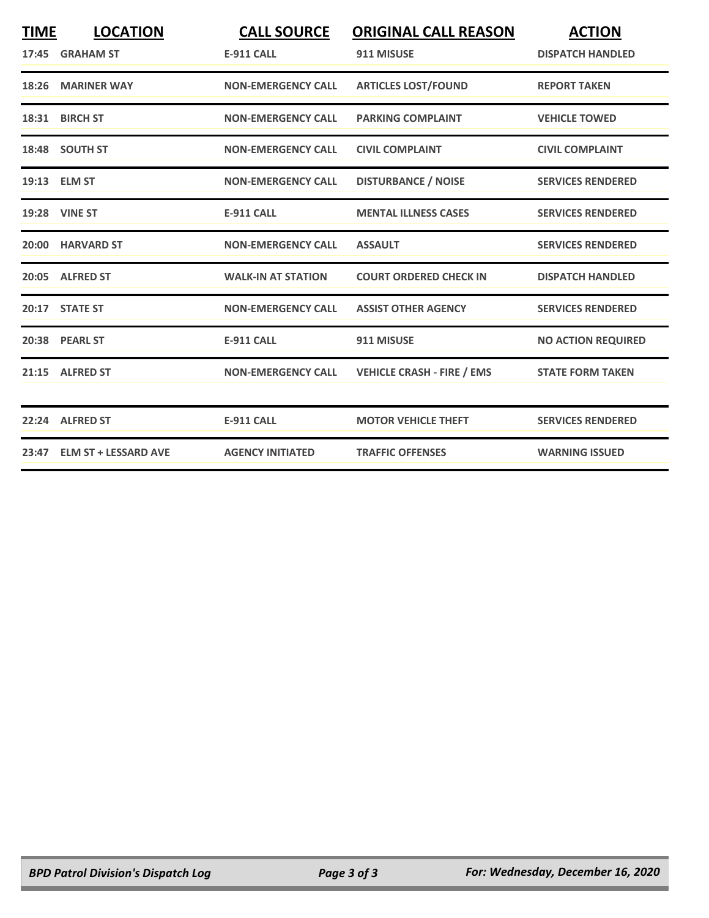| TIME | LOCATION | CALL SOURCE | ORIGINAL CALL REASON | ACTION |
|---|---|---|---|---|
| 17:45 | GRAHAM ST | E-911 CALL | 911 MISUSE | DISPATCH HANDLED |
| 18:26 | MARINER WAY | NON-EMERGENCY CALL | ARTICLES LOST/FOUND | REPORT TAKEN |
| 18:31 | BIRCH ST | NON-EMERGENCY CALL | PARKING COMPLAINT | VEHICLE TOWED |
| 18:48 | SOUTH ST | NON-EMERGENCY CALL | CIVIL COMPLAINT | CIVIL COMPLAINT |
| 19:13 | ELM ST | NON-EMERGENCY CALL | DISTURBANCE / NOISE | SERVICES RENDERED |
| 19:28 | VINE ST | E-911 CALL | MENTAL ILLNESS CASES | SERVICES RENDERED |
| 20:00 | HARVARD ST | NON-EMERGENCY CALL | ASSAULT | SERVICES RENDERED |
| 20:05 | ALFRED ST | WALK-IN AT STATION | COURT ORDERED CHECK IN | DISPATCH HANDLED |
| 20:17 | STATE ST | NON-EMERGENCY CALL | ASSIST OTHER AGENCY | SERVICES RENDERED |
| 20:38 | PEARL ST | E-911 CALL | 911 MISUSE | NO ACTION REQUIRED |
| 21:15 | ALFRED ST | NON-EMERGENCY CALL | VEHICLE CRASH - FIRE / EMS | STATE FORM TAKEN |
| 22:24 | ALFRED ST | E-911 CALL | MOTOR VEHICLE THEFT | SERVICES RENDERED |
| 23:47 | ELM ST + LESSARD AVE | AGENCY INITIATED | TRAFFIC OFFENSES | WARNING ISSUED |

*BPD Patrol Division's Dispatch Log* — *For: Wednesday, December 16, 2020*